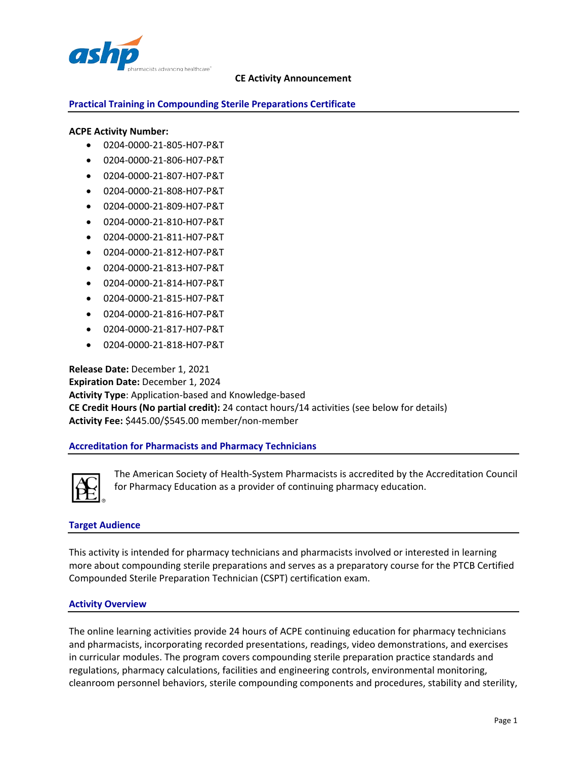**CE Activity Announcement**

## Practical Training in Compounding Sterile Preparations Certificate

**ACPE Activity Number:**

- 0204-0000-21-805-H07-P&T
- 0204-0000-21-806-H07-P&T
- 0204-0000-21-807-H07-P&T
- 0204-0000-21-808-H07-P&T
- 0204-0000-21-809-H07-P&T
- 0204-0000-21-810-H07-P&T
- 0204-0000-21-811-H07-P&T
- 0204-0000-21-812-H07-P&T
- 0204-0000-21-813-H07-P&T
- 0204-0000-21-814-H07-P&T
- 0204-0000-21-815-H07-P&T
- 0204-0000-21-816-H07-P&T
- 0204-0000-21-817-H07-P&T
- 0204-0000-21-818-H07-P&T

**Release Date:** December 1, 2021
**Expiration Date:** December 1, 2024
**Activity Type**: Application-based and Knowledge-based
**CE Credit Hours (No partial credit):** 24 contact hours/14 activities (see below for details)
**Activity Fee:** $445.00/$545.00 member/non-member

## Accreditation for Pharmacists and Pharmacy Technicians

The American Society of Health-System Pharmacists is accredited by the Accreditation Council for Pharmacy Education as a provider of continuing pharmacy education.

## Target Audience

This activity is intended for pharmacy technicians and pharmacists involved or interested in learning more about compounding sterile preparations and serves as a preparatory course for the PTCB Certified Compounded Sterile Preparation Technician (CSPT) certification exam.

## Activity Overview

The online learning activities provide 24 hours of ACPE continuing education for pharmacy technicians and pharmacists, incorporating recorded presentations, readings, video demonstrations, and exercises in curricular modules. The program covers compounding sterile preparation practice standards and regulations, pharmacy calculations, facilities and engineering controls, environmental monitoring, cleanroom personnel behaviors, sterile compounding components and procedures, stability and sterility,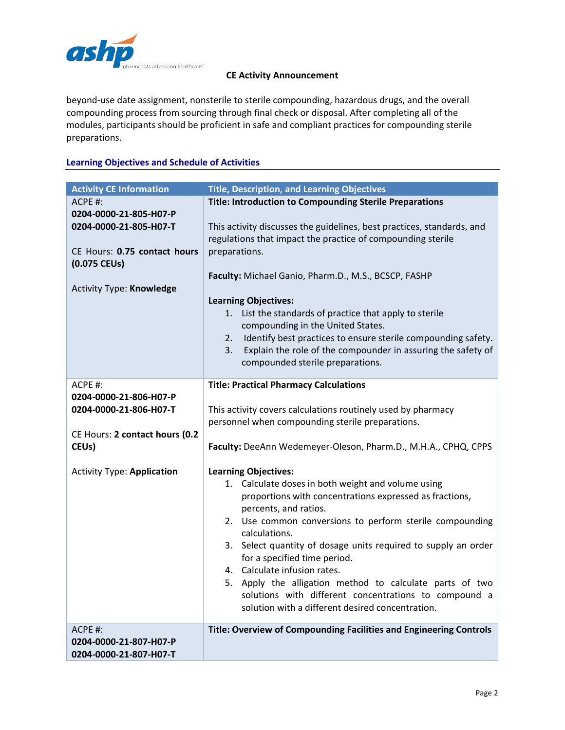beyond-use date assignment, nonsterile to sterile compounding, hazardous drugs, and the overall compounding process from sourcing through final check or disposal. After completing all of the modules, participants should be proficient in safe and compliant practices for compounding sterile preparations.

## Learning Objectives and Schedule of Activities

| Activity CE Information | Title, Description, and Learning Objectives |
|---|---|
| ACPE #:<br>**0204-0000-21-805-H07-P**<br>**0204-0000-21-805-H07-T**<br><br>CE Hours: **0.75 contact hours (0.075 CEUs)**<br><br>Activity Type: **Knowledge** | **Title: Introduction to Compounding Sterile Preparations**<br><br>This activity discusses the guidelines, best practices, standards, and regulations that impact the practice of compounding sterile preparations.<br><br>**Faculty:** Michael Ganio, Pharm.D., M.S., BCSCP, FASHP<br><br>**Learning Objectives:**<br>1. List the standards of practice that apply to sterile compounding in the United States.<br>2. Identify best practices to ensure sterile compounding safety.<br>3. Explain the role of the compounder in assuring the safety of compounded sterile preparations. |
| ACPE #:<br>**0204-0000-21-806-H07-P**<br>**0204-0000-21-806-H07-T**<br><br>CE Hours: **2 contact hours (0.2 CEUs)**<br><br>Activity Type: **Application** | **Title: Practical Pharmacy Calculations**<br><br>This activity covers calculations routinely used by pharmacy personnel when compounding sterile preparations.<br><br>**Faculty:** DeeAnn Wedemeyer-Oleson, Pharm.D., M.H.A., CPHQ, CPPS<br><br>**Learning Objectives:**<br>1. Calculate doses in both weight and volume using proportions with concentrations expressed as fractions, percents, and ratios.<br>2. Use common conversions to perform sterile compounding calculations.<br>3. Select quantity of dosage units required to supply an order for a specified time period.<br>4. Calculate infusion rates.<br>5. Apply the alligation method to calculate parts of two solutions with different concentrations to compound a solution with a different desired concentration. |
| ACPE #:<br>**0204-0000-21-807-H07-P**<br>**0204-0000-21-807-H07-T** | **Title: Overview of Compounding Facilities and Engineering Controls** |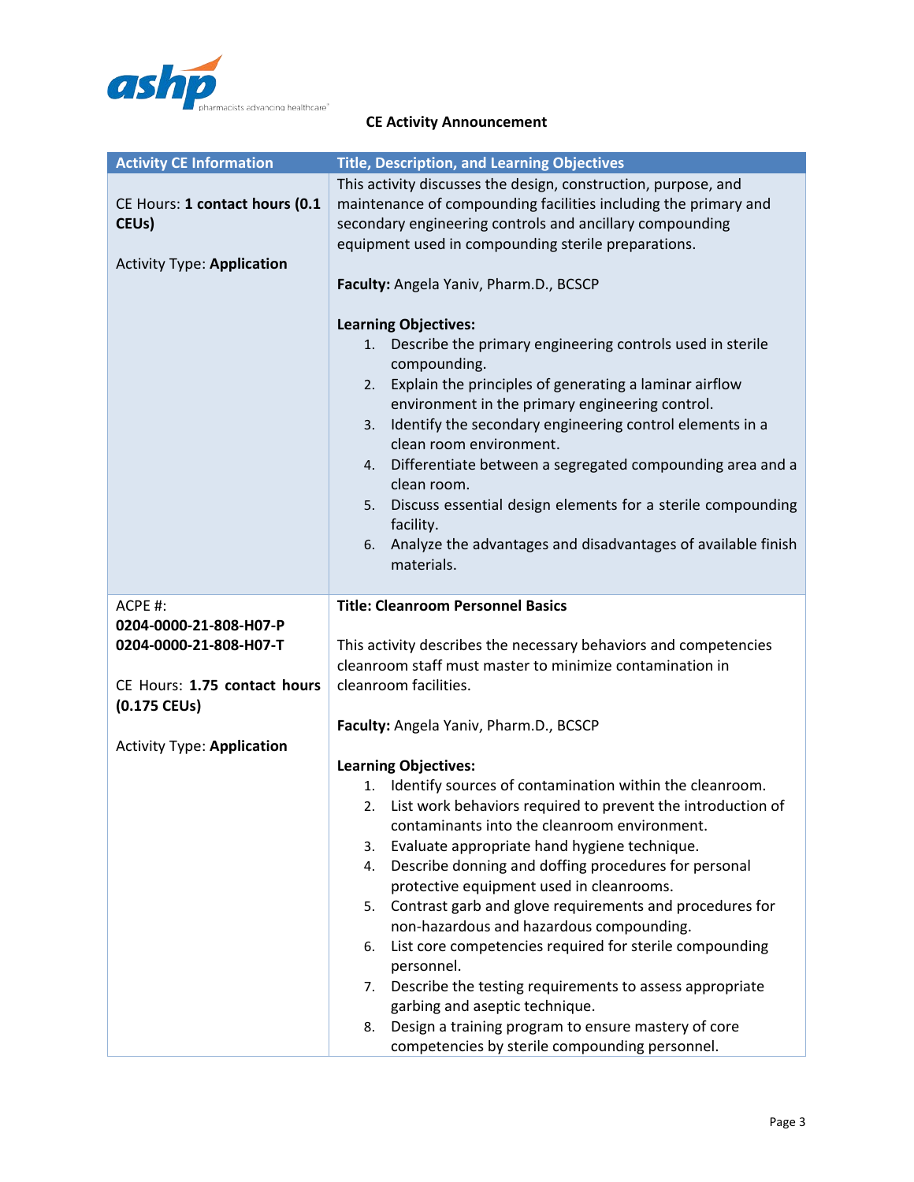**CE Activity Announcement**

| Activity CE Information | Title, Description, and Learning Objectives |
|---|---|
| CE Hours: **1 contact hours (0.1 CEUs)**<br><br>Activity Type: **Application** | This activity discusses the design, construction, purpose, and maintenance of compounding facilities including the primary and secondary engineering controls and ancillary compounding equipment used in compounding sterile preparations.<br><br>**Faculty:** Angela Yaniv, Pharm.D., BCSCP<br><br>**Learning Objectives:**<br>1. Describe the primary engineering controls used in sterile compounding.<br>2. Explain the principles of generating a laminar airflow environment in the primary engineering control.<br>3. Identify the secondary engineering control elements in a clean room environment.<br>4. Differentiate between a segregated compounding area and a clean room.<br>5. Discuss essential design elements for a sterile compounding facility.<br>6. Analyze the advantages and disadvantages of available finish materials. |
| ACPE #:<br>**0204-0000-21-808-H07-P**<br>**0204-0000-21-808-H07-T**<br><br>CE Hours: **1.75 contact hours (0.175 CEUs)**<br><br>Activity Type: **Application** | **Title: Cleanroom Personnel Basics**<br><br>This activity describes the necessary behaviors and competencies cleanroom staff must master to minimize contamination in cleanroom facilities.<br><br>**Faculty:** Angela Yaniv, Pharm.D., BCSCP<br><br>**Learning Objectives:**<br>1. Identify sources of contamination within the cleanroom.<br>2. List work behaviors required to prevent the introduction of contaminants into the cleanroom environment.<br>3. Evaluate appropriate hand hygiene technique.<br>4. Describe donning and doffing procedures for personal protective equipment used in cleanrooms.<br>5. Contrast garb and glove requirements and procedures for non-hazardous and hazardous compounding.<br>6. List core competencies required for sterile compounding personnel.<br>7. Describe the testing requirements to assess appropriate garbing and aseptic technique.<br>8. Design a training program to ensure mastery of core competencies by sterile compounding personnel. |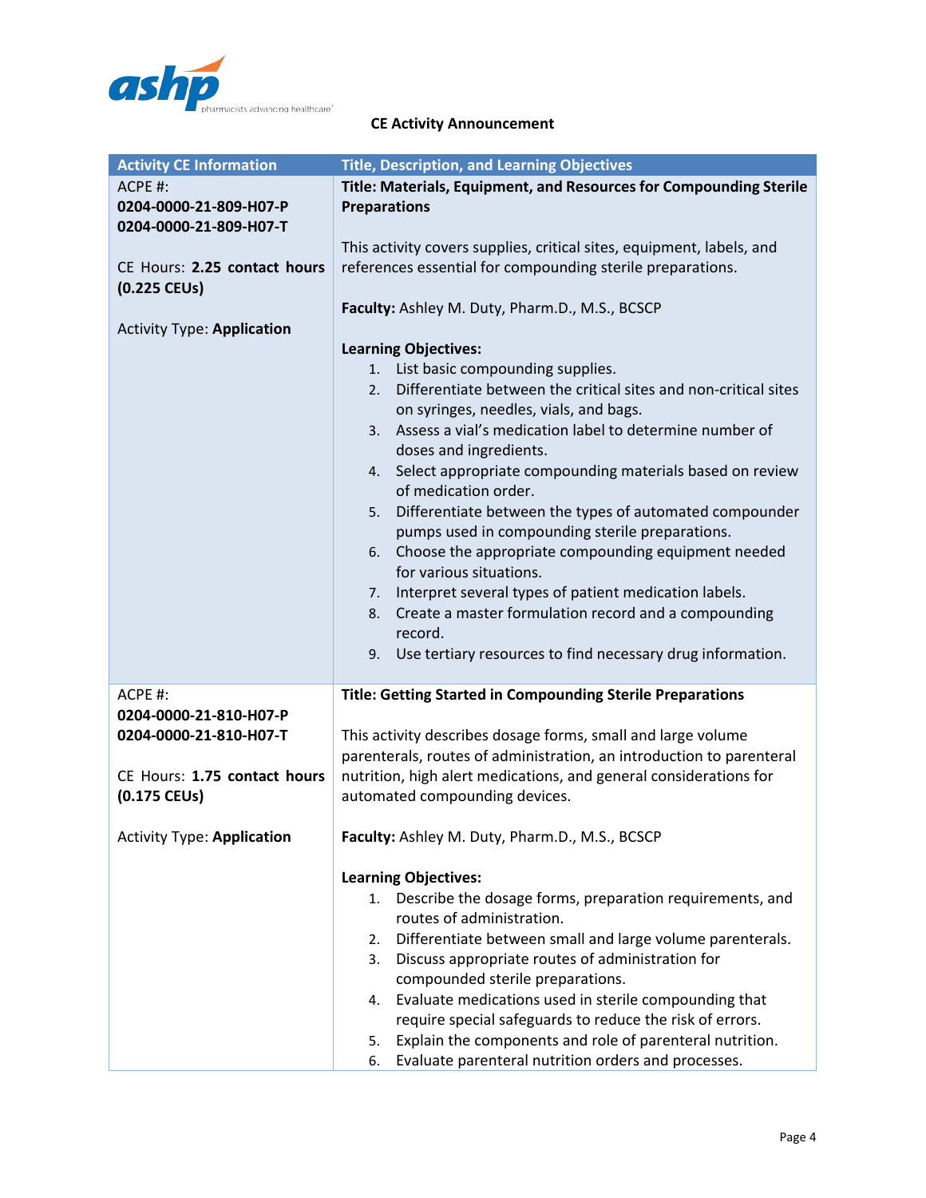CE Activity Announcement

| Activity CE Information | Title, Description, and Learning Objectives |
|---|---|
| ACPE #:<br>**0204-0000-21-809-H07-P**<br>**0204-0000-21-809-H07-T**<br><br>CE Hours: **2.25 contact hours (0.225 CEUs)**<br><br>Activity Type: **Application** | **Title: Materials, Equipment, and Resources for Compounding Sterile Preparations**<br><br>This activity covers supplies, critical sites, equipment, labels, and references essential for compounding sterile preparations.<br><br>**Faculty:** Ashley M. Duty, Pharm.D., M.S., BCSCP<br><br>**Learning Objectives:**<br>1. List basic compounding supplies.<br>2. Differentiate between the critical sites and non-critical sites on syringes, needles, vials, and bags.<br>3. Assess a vial's medication label to determine number of doses and ingredients.<br>4. Select appropriate compounding materials based on review of medication order.<br>5. Differentiate between the types of automated compounder pumps used in compounding sterile preparations.<br>6. Choose the appropriate compounding equipment needed for various situations.<br>7. Interpret several types of patient medication labels.<br>8. Create a master formulation record and a compounding record.<br>9. Use tertiary resources to find necessary drug information. |
| ACPE #:<br>**0204-0000-21-810-H07-P**<br>**0204-0000-21-810-H07-T**<br><br>CE Hours: **1.75 contact hours (0.175 CEUs)**<br><br>Activity Type: **Application** | **Title: Getting Started in Compounding Sterile Preparations**<br><br>This activity describes dosage forms, small and large volume parenterals, routes of administration, an introduction to parenteral nutrition, high alert medications, and general considerations for automated compounding devices.<br><br>**Faculty:** Ashley M. Duty, Pharm.D., M.S., BCSCP<br><br>**Learning Objectives:**<br>1. Describe the dosage forms, preparation requirements, and routes of administration.<br>2. Differentiate between small and large volume parenterals.<br>3. Discuss appropriate routes of administration for compounded sterile preparations.<br>4. Evaluate medications used in sterile compounding that require special safeguards to reduce the risk of errors.<br>5. Explain the components and role of parenteral nutrition.<br>6. Evaluate parenteral nutrition orders and processes. |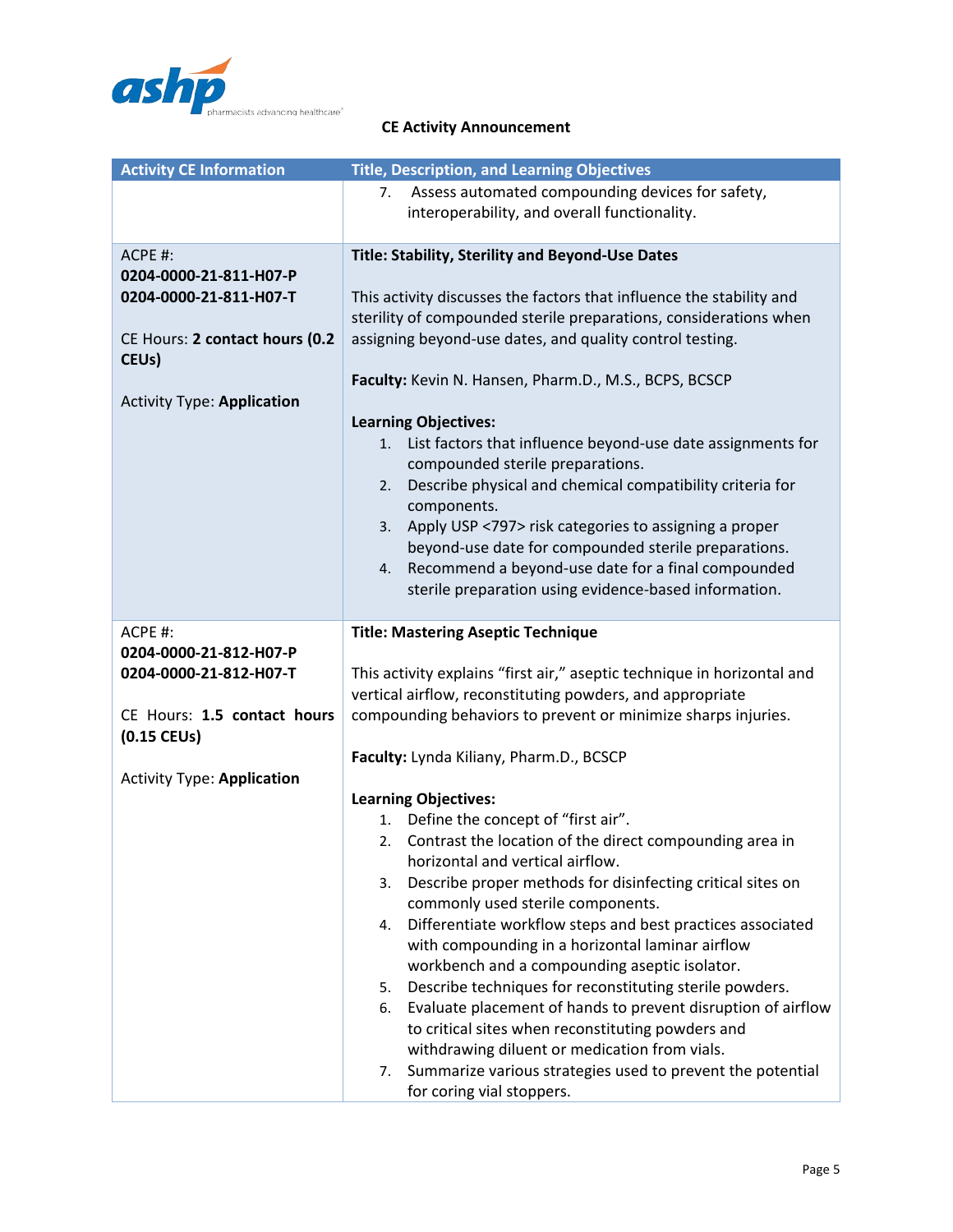**CE Activity Announcement**

| Activity CE Information | Title, Description, and Learning Objectives |
|---|---|
| | 7. Assess automated compounding devices for safety, interoperability, and overall functionality. |
| ACPE #:<br>**0204-0000-21-811-H07-P**<br>**0204-0000-21-811-H07-T**<br><br>CE Hours: **2 contact hours (0.2 CEUs)**<br><br>Activity Type: **Application** | **Title: Stability, Sterility and Beyond-Use Dates**<br><br>This activity discusses the factors that influence the stability and sterility of compounded sterile preparations, considerations when assigning beyond-use dates, and quality control testing.<br><br>**Faculty:** Kevin N. Hansen, Pharm.D., M.S., BCPS, BCSCP<br><br>**Learning Objectives:**<br>1. List factors that influence beyond-use date assignments for compounded sterile preparations.<br>2. Describe physical and chemical compatibility criteria for components.<br>3. Apply USP <797> risk categories to assigning a proper beyond-use date for compounded sterile preparations.<br>4. Recommend a beyond-use date for a final compounded sterile preparation using evidence-based information. |
| ACPE #:<br>**0204-0000-21-812-H07-P**<br>**0204-0000-21-812-H07-T**<br><br>CE Hours: **1.5 contact hours (0.15 CEUs)**<br><br>Activity Type: **Application** | **Title: Mastering Aseptic Technique**<br><br>This activity explains "first air," aseptic technique in horizontal and vertical airflow, reconstituting powders, and appropriate compounding behaviors to prevent or minimize sharps injuries.<br><br>**Faculty:** Lynda Kiliany, Pharm.D., BCSCP<br><br>**Learning Objectives:**<br>1. Define the concept of "first air".<br>2. Contrast the location of the direct compounding area in horizontal and vertical airflow.<br>3. Describe proper methods for disinfecting critical sites on commonly used sterile components.<br>4. Differentiate workflow steps and best practices associated with compounding in a horizontal laminar airflow workbench and a compounding aseptic isolator.<br>5. Describe techniques for reconstituting sterile powders.<br>6. Evaluate placement of hands to prevent disruption of airflow to critical sites when reconstituting powders and withdrawing diluent or medication from vials.<br>7. Summarize various strategies used to prevent the potential for coring vial stoppers. |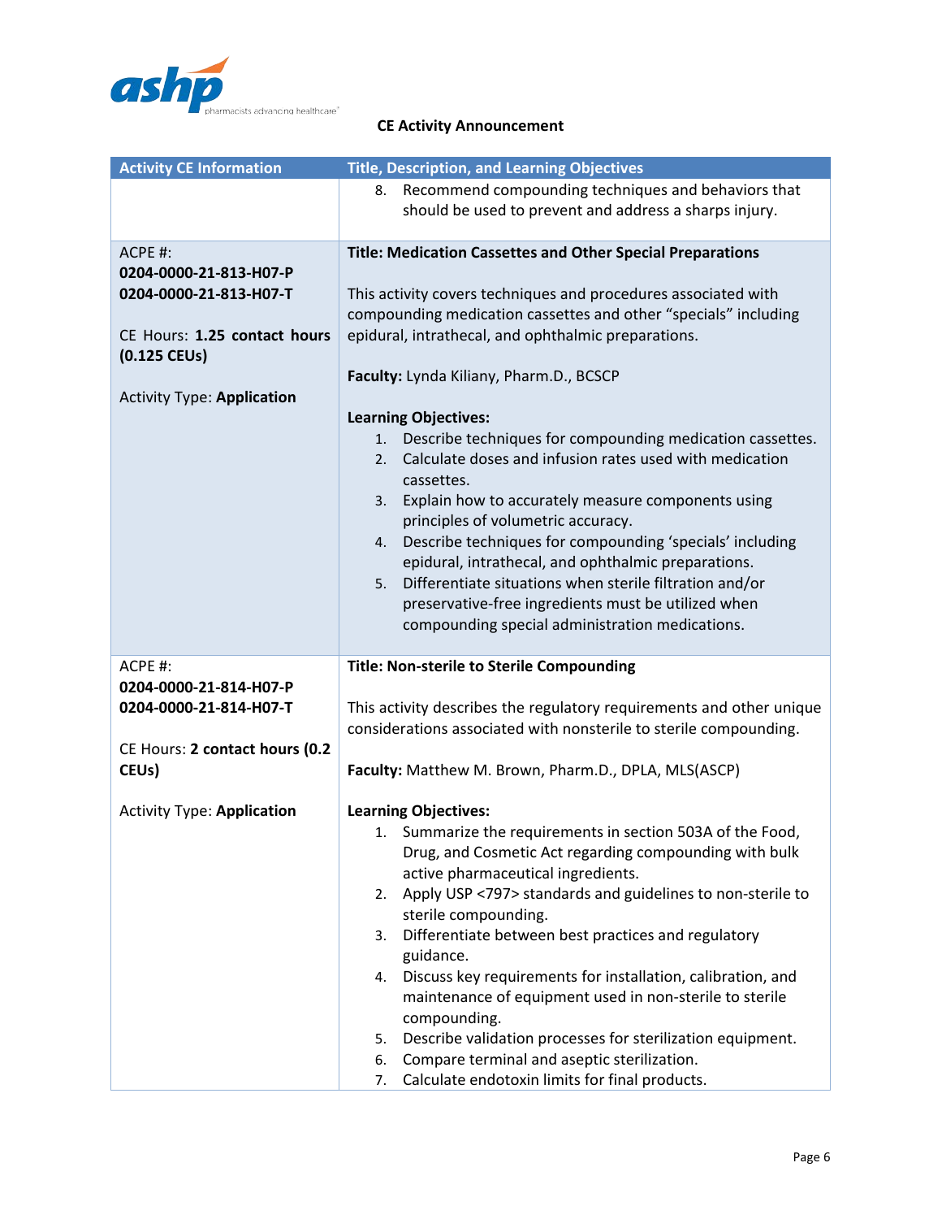**CE Activity Announcement**

| Activity CE Information | Title, Description, and Learning Objectives |
|---|---|
| | 8. Recommend compounding techniques and behaviors that should be used to prevent and address a sharps injury. |
| ACPE #:<br>**0204-0000-21-813-H07-P**<br>**0204-0000-21-813-H07-T**<br><br>CE Hours: **1.25 contact hours (0.125 CEUs)**<br><br>Activity Type: **Application** | **Title: Medication Cassettes and Other Special Preparations**<br><br>This activity covers techniques and procedures associated with compounding medication cassettes and other "specials" including epidural, intrathecal, and ophthalmic preparations.<br><br>**Faculty:** Lynda Kiliany, Pharm.D., BCSCP<br><br>**Learning Objectives:**<br>1. Describe techniques for compounding medication cassettes.<br>2. Calculate doses and infusion rates used with medication cassettes.<br>3. Explain how to accurately measure components using principles of volumetric accuracy.<br>4. Describe techniques for compounding 'specials' including epidural, intrathecal, and ophthalmic preparations.<br>5. Differentiate situations when sterile filtration and/or preservative-free ingredients must be utilized when compounding special administration medications. |
| ACPE #:<br>**0204-0000-21-814-H07-P**<br>**0204-0000-21-814-H07-T**<br><br>CE Hours: **2 contact hours (0.2 CEUs)**<br><br>Activity Type: **Application** | **Title: Non-sterile to Sterile Compounding**<br><br>This activity describes the regulatory requirements and other unique considerations associated with nonsterile to sterile compounding.<br><br>**Faculty:** Matthew M. Brown, Pharm.D., DPLA, MLS(ASCP)<br><br>**Learning Objectives:**<br>1. Summarize the requirements in section 503A of the Food, Drug, and Cosmetic Act regarding compounding with bulk active pharmaceutical ingredients.<br>2. Apply USP <797> standards and guidelines to non-sterile to sterile compounding.<br>3. Differentiate between best practices and regulatory guidance.<br>4. Discuss key requirements for installation, calibration, and maintenance of equipment used in non-sterile to sterile compounding.<br>5. Describe validation processes for sterilization equipment.<br>6. Compare terminal and aseptic sterilization.<br>7. Calculate endotoxin limits for final products. |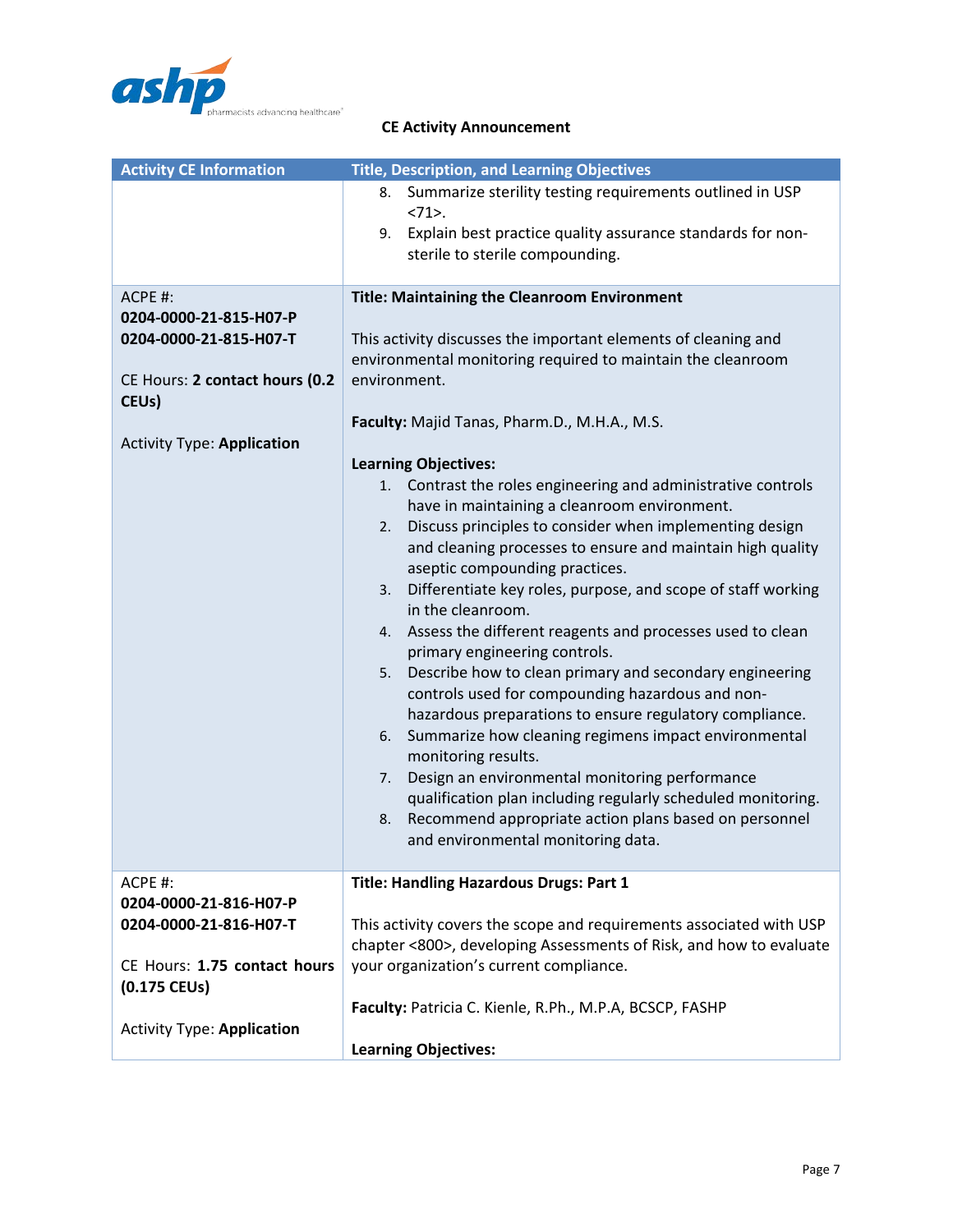**CE Activity Announcement**

| Activity CE Information | Title, Description, and Learning Objectives |
|---|---|
| | 8. Summarize sterility testing requirements outlined in USP <71>.<br>9. Explain best practice quality assurance standards for non-sterile to sterile compounding. |
| ACPE #:<br>**0204-0000-21-815-H07-P**<br>**0204-0000-21-815-H07-T**<br><br>CE Hours: **2 contact hours (0.2 CEUs)**<br><br>Activity Type: **Application** | **Title: Maintaining the Cleanroom Environment**<br><br>This activity discusses the important elements of cleaning and environmental monitoring required to maintain the cleanroom environment.<br><br>**Faculty:** Majid Tanas, Pharm.D., M.H.A., M.S.<br><br>**Learning Objectives:**<br>1. Contrast the roles engineering and administrative controls have in maintaining a cleanroom environment.<br>2. Discuss principles to consider when implementing design and cleaning processes to ensure and maintain high quality aseptic compounding practices.<br>3. Differentiate key roles, purpose, and scope of staff working in the cleanroom.<br>4. Assess the different reagents and processes used to clean primary engineering controls.<br>5. Describe how to clean primary and secondary engineering controls used for compounding hazardous and non-hazardous preparations to ensure regulatory compliance.<br>6. Summarize how cleaning regimens impact environmental monitoring results.<br>7. Design an environmental monitoring performance qualification plan including regularly scheduled monitoring.<br>8. Recommend appropriate action plans based on personnel and environmental monitoring data. |
| ACPE #:<br>**0204-0000-21-816-H07-P**<br>**0204-0000-21-816-H07-T**<br><br>CE Hours: **1.75 contact hours (0.175 CEUs)**<br><br>Activity Type: **Application** | **Title: Handling Hazardous Drugs: Part 1**<br><br>This activity covers the scope and requirements associated with USP chapter <800>, developing Assessments of Risk, and how to evaluate your organization's current compliance.<br><br>**Faculty:** Patricia C. Kienle, R.Ph., M.P.A, BCSCP, FASHP<br><br>**Learning Objectives:** |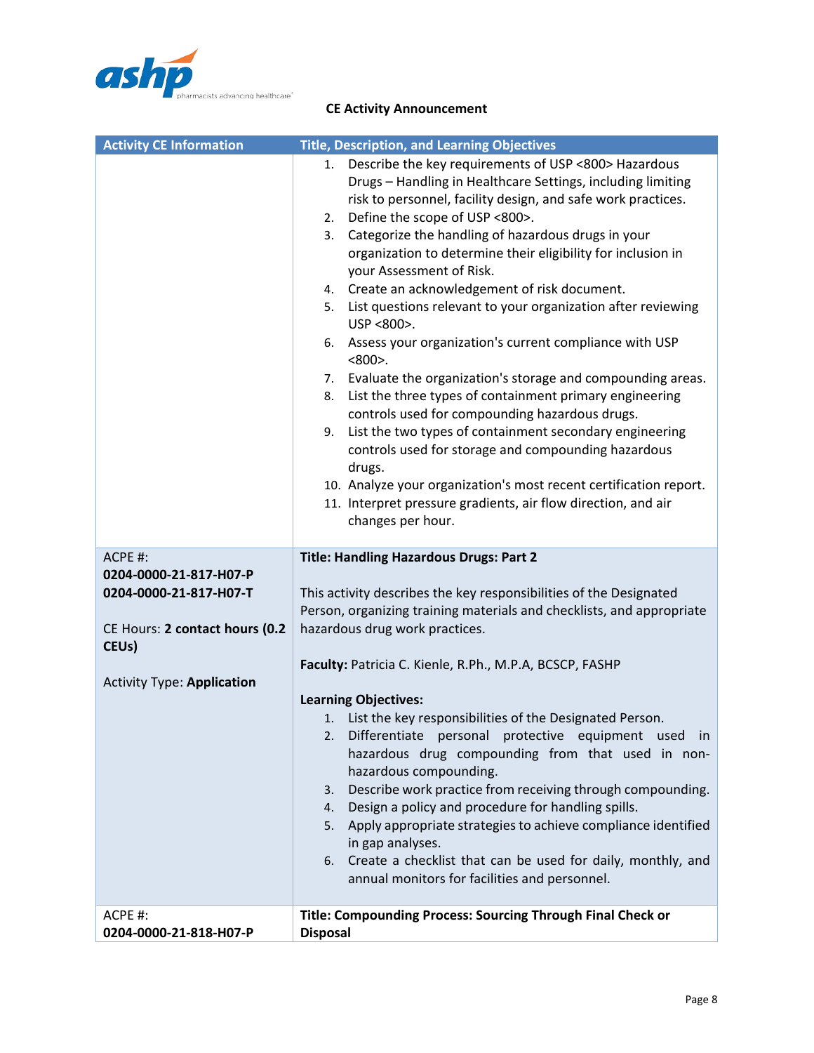**CE Activity Announcement**

| Activity CE Information | Title, Description, and Learning Objectives |
| --- | --- |
| | 1. Describe the key requirements of USP <800> Hazardous Drugs – Handling in Healthcare Settings, including limiting risk to personnel, facility design, and safe work practices.<br>2. Define the scope of USP <800>.<br>3. Categorize the handling of hazardous drugs in your organization to determine their eligibility for inclusion in your Assessment of Risk.<br>4. Create an acknowledgement of risk document.<br>5. List questions relevant to your organization after reviewing USP <800>.<br>6. Assess your organization's current compliance with USP <800>.<br>7. Evaluate the organization's storage and compounding areas.<br>8. List the three types of containment primary engineering controls used for compounding hazardous drugs.<br>9. List the two types of containment secondary engineering controls used for storage and compounding hazardous drugs.<br>10. Analyze your organization's most recent certification report.<br>11. Interpret pressure gradients, air flow direction, and air changes per hour. |
| ACPE #:<br>**0204-0000-21-817-H07-P**<br>**0204-0000-21-817-H07-T**<br><br>CE Hours: **2 contact hours (0.2 CEUs)**<br><br>Activity Type: **Application** | **Title: Handling Hazardous Drugs: Part 2**<br><br>This activity describes the key responsibilities of the Designated Person, organizing training materials and checklists, and appropriate hazardous drug work practices.<br><br>**Faculty:** Patricia C. Kienle, R.Ph., M.P.A, BCSCP, FASHP<br><br>**Learning Objectives:**<br>1. List the key responsibilities of the Designated Person.<br>2. Differentiate personal protective equipment used in hazardous drug compounding from that used in non-hazardous compounding.<br>3. Describe work practice from receiving through compounding.<br>4. Design a policy and procedure for handling spills.<br>5. Apply appropriate strategies to achieve compliance identified in gap analyses.<br>6. Create a checklist that can be used for daily, monthly, and annual monitors for facilities and personnel. |
| ACPE #:<br>**0204-0000-21-818-H07-P** | **Title: Compounding Process: Sourcing Through Final Check or Disposal** |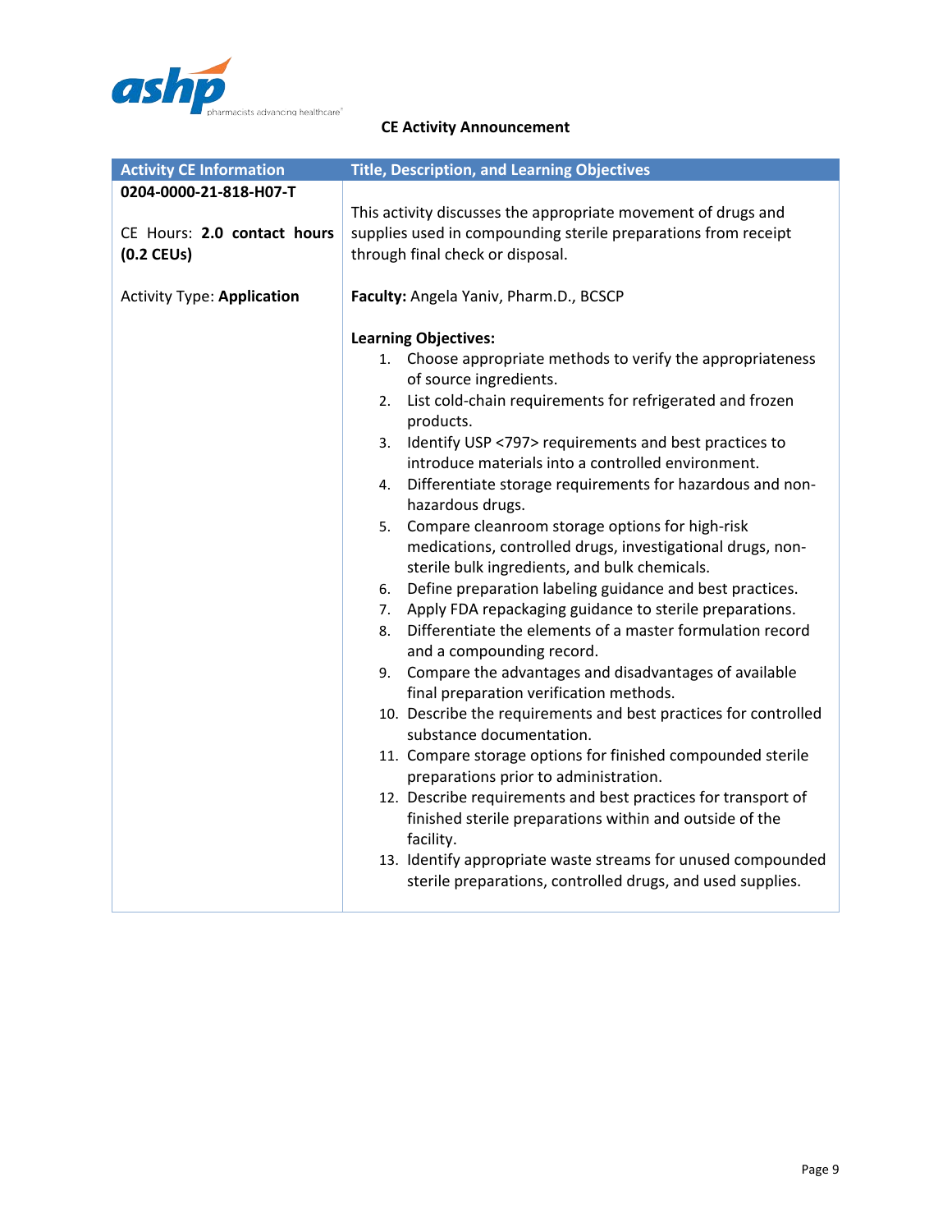CE Activity Announcement

| Activity CE Information | Title, Description, and Learning Objectives |
|---|---|
| **0204-0000-21-818-H07-T**<br><br>CE Hours: **2.0 contact hours (0.2 CEUs)**<br><br>Activity Type: **Application** | This activity discusses the appropriate movement of drugs and supplies used in compounding sterile preparations from receipt through final check or disposal.<br><br>**Faculty:** Angela Yaniv, Pharm.D., BCSCP<br><br>**Learning Objectives:**<br>1. Choose appropriate methods to verify the appropriateness of source ingredients.<br>2. List cold-chain requirements for refrigerated and frozen products.<br>3. Identify USP <797> requirements and best practices to introduce materials into a controlled environment.<br>4. Differentiate storage requirements for hazardous and non-hazardous drugs.<br>5. Compare cleanroom storage options for high-risk medications, controlled drugs, investigational drugs, non-sterile bulk ingredients, and bulk chemicals.<br>6. Define preparation labeling guidance and best practices.<br>7. Apply FDA repackaging guidance to sterile preparations.<br>8. Differentiate the elements of a master formulation record and a compounding record.<br>9. Compare the advantages and disadvantages of available final preparation verification methods.<br>10. Describe the requirements and best practices for controlled substance documentation.<br>11. Compare storage options for finished compounded sterile preparations prior to administration.<br>12. Describe requirements and best practices for transport of finished sterile preparations within and outside of the facility.<br>13. Identify appropriate waste streams for unused compounded sterile preparations, controlled drugs, and used supplies. |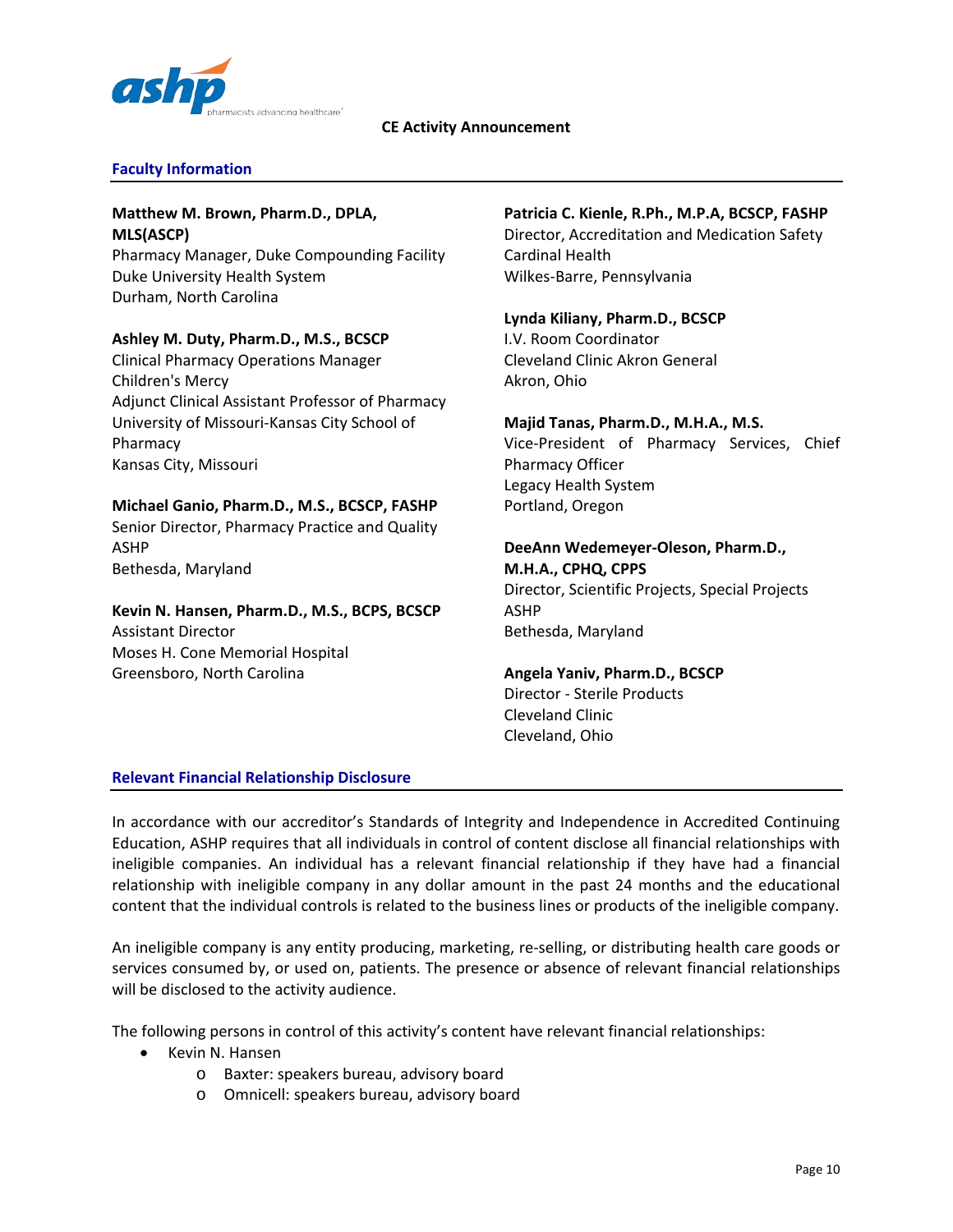CE Activity Announcement

## Faculty Information

**Matthew M. Brown, Pharm.D., DPLA, MLS(ASCP)**
Pharmacy Manager, Duke Compounding Facility
Duke University Health System
Durham, North Carolina

**Ashley M. Duty, Pharm.D., M.S., BCSCP**
Clinical Pharmacy Operations Manager
Children's Mercy
Adjunct Clinical Assistant Professor of Pharmacy
University of Missouri-Kansas City School of Pharmacy
Kansas City, Missouri

**Michael Ganio, Pharm.D., M.S., BCSCP, FASHP**
Senior Director, Pharmacy Practice and Quality
ASHP
Bethesda, Maryland

**Kevin N. Hansen, Pharm.D., M.S., BCPS, BCSCP**
Assistant Director
Moses H. Cone Memorial Hospital
Greensboro, North Carolina

**Patricia C. Kienle, R.Ph., M.P.A, BCSCP, FASHP**
Director, Accreditation and Medication Safety
Cardinal Health
Wilkes-Barre, Pennsylvania

**Lynda Kiliany, Pharm.D., BCSCP**
I.V. Room Coordinator
Cleveland Clinic Akron General
Akron, Ohio

**Majid Tanas, Pharm.D., M.H.A., M.S.**
Vice-President of Pharmacy Services, Chief Pharmacy Officer
Legacy Health System
Portland, Oregon

**DeeAnn Wedemeyer-Oleson, Pharm.D., M.H.A., CPHQ, CPPS**
Director, Scientific Projects, Special Projects
ASHP
Bethesda, Maryland

**Angela Yaniv, Pharm.D., BCSCP**
Director - Sterile Products
Cleveland Clinic
Cleveland, Ohio

## Relevant Financial Relationship Disclosure

In accordance with our accreditor's Standards of Integrity and Independence in Accredited Continuing Education, ASHP requires that all individuals in control of content disclose all financial relationships with ineligible companies. An individual has a relevant financial relationship if they have had a financial relationship with ineligible company in any dollar amount in the past 24 months and the educational content that the individual controls is related to the business lines or products of the ineligible company.

An ineligible company is any entity producing, marketing, re-selling, or distributing health care goods or services consumed by, or used on, patients. The presence or absence of relevant financial relationships will be disclosed to the activity audience.

The following persons in control of this activity's content have relevant financial relationships:

- Kevin N. Hansen
  - Baxter: speakers bureau, advisory board
  - Omnicell: speakers bureau, advisory board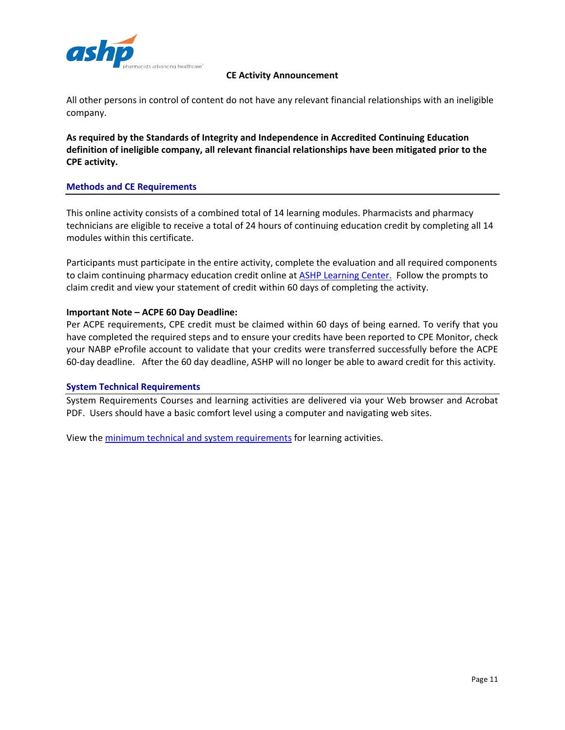**CE Activity Announcement**

All other persons in control of content do not have any relevant financial relationships with an ineligible company.

**As required by the Standards of Integrity and Independence in Accredited Continuing Education definition of ineligible company, all relevant financial relationships have been mitigated prior to the CPE activity.**

## Methods and CE Requirements

This online activity consists of a combined total of 14 learning modules. Pharmacists and pharmacy technicians are eligible to receive a total of 24 hours of continuing education credit by completing all 14 modules within this certificate.

Participants must participate in the entire activity, complete the evaluation and all required components to claim continuing pharmacy education credit online at ASHP Learning Center. Follow the prompts to claim credit and view your statement of credit within 60 days of completing the activity.

**Important Note – ACPE 60 Day Deadline:**
Per ACPE requirements, CPE credit must be claimed within 60 days of being earned. To verify that you have completed the required steps and to ensure your credits have been reported to CPE Monitor, check your NABP eProfile account to validate that your credits were transferred successfully before the ACPE 60-day deadline. After the 60 day deadline, ASHP will no longer be able to award credit for this activity.

## System Technical Requirements

System Requirements Courses and learning activities are delivered via your Web browser and Acrobat PDF. Users should have a basic comfort level using a computer and navigating web sites.

View the minimum technical and system requirements for learning activities.